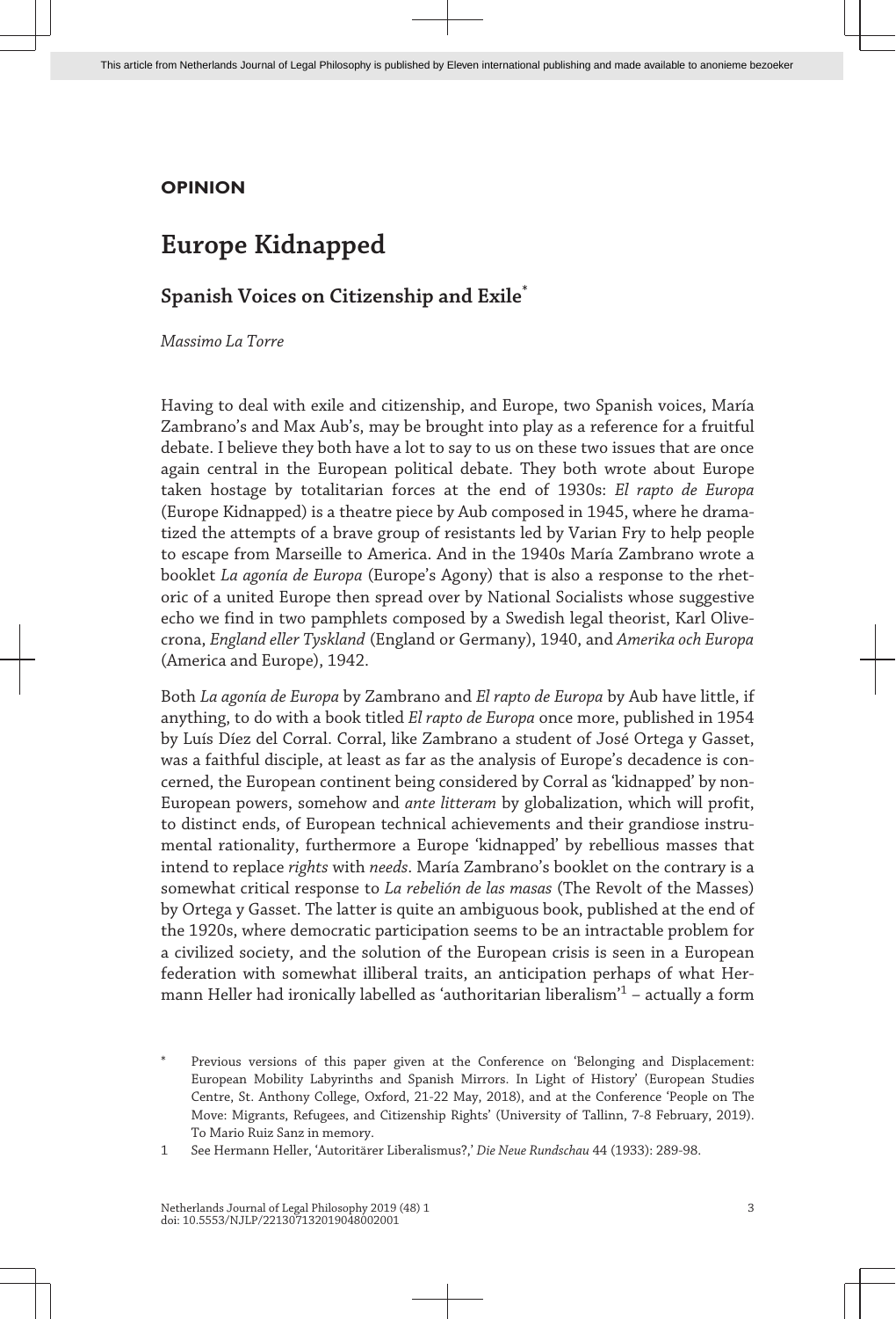**OPINION**

# Europe Kidnapped

## Spanish Voices on Citizenship and Exile*

*Massimo La Torre*

Having to deal with exile and citizenship, and Europe, two Spanish voices, María Zambrano's and Max Aub's, may be brought into play as a reference for a fruitful debate. I believe they both have a lot to say to us on these two issues that are once again central in the European political debate. They both wrote about Europe taken hostage by totalitarian forces at the end of 1930s: *El rapto de Europa* (Europe Kidnapped) is a theatre piece by Aub composed in 1945, where he dramatized the attempts of a brave group of resistants led by Varian Fry to help people to escape from Marseille to America. And in the 1940s María Zambrano wrote a booklet *La agonía de Europa* (Europe's Agony) that is also a response to the rhetoric of a united Europe then spread over by National Socialists whose suggestive echo we find in two pamphlets composed by a Swedish legal theorist, Karl Olivecrona, *England eller Tyskland* (England or Germany), 1940, and *Amerika och Europa* (America and Europe), 1942.

Both *La agonía de Europa* by Zambrano and *El rapto de Europa* by Aub have little, if anything, to do with a book titled *El rapto de Europa* once more, published in 1954 by Luís Díez del Corral. Corral, like Zambrano a student of José Ortega y Gasset, was a faithful disciple, at least as far as the analysis of Europe's decadence is concerned, the European continent being considered by Corral as 'kidnapped' by non-European powers, somehow and *ante litteram* by globalization, which will profit, to distinct ends, of European technical achievements and their grandiose instrumental rationality, furthermore a Europe 'kidnapped' by rebellious masses that intend to replace *rights* with *needs*. María Zambrano's booklet on the contrary is a somewhat critical response to *La rebelión de las masas* (The Revolt of the Masses) by Ortega y Gasset. The latter is quite an ambiguous book, published at the end of the 1920s, where democratic participation seems to be an intractable problem for a civilized society, and the solution of the European crisis is seen in a European federation with somewhat illiberal traits, an anticipation perhaps of what Hermann Heller had ironically labelled as 'authoritarian liberalism'[1] – actually a form

\* Previous versions of this paper given at the Conference on 'Belonging and Displacement: European Mobility Labyrinths and Spanish Mirrors. In Light of History' (European Studies Centre, St. Anthony College, Oxford, 21-22 May, 2018), and at the Conference 'People on The Move: Migrants, Refugees, and Citizenship Rights' (University of Tallinn, 7-8 February, 2019). To Mario Ruiz Sanz in memory.

1 See Hermann Heller, 'Autoritärer Liberalismus?,' *Die Neue Rundschau* 44 (1933): 289-98.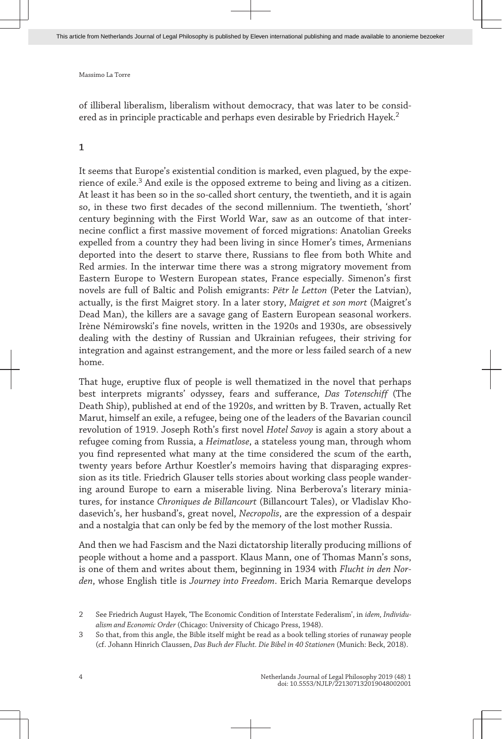of illiberal liberalism, liberalism without democracy, that was later to be considered as in principle practicable and perhaps even desirable by Friedrich Hayek.[2]

## 1

It seems that Europe's existential condition is marked, even plagued, by the experience of exile.[3] And exile is the opposed extreme to being and living as a citizen. At least it has been so in the so-called short century, the twentieth, and it is again so, in these two first decades of the second millennium. The twentieth, 'short' century beginning with the First World War, saw as an outcome of that internecine conflict a first massive movement of forced migrations: Anatolian Greeks expelled from a country they had been living in since Homer's times, Armenians deported into the desert to starve there, Russians to flee from both White and Red armies. In the interwar time there was a strong migratory movement from Eastern Europe to Western European states, France especially. Simenon's first novels are full of Baltic and Polish emigrants: *Pëtr le Letton* (Peter the Latvian), actually, is the first Maigret story. In a later story, *Maigret et son mort* (Maigret's Dead Man), the killers are a savage gang of Eastern European seasonal workers. Irène Némirowski's fine novels, written in the 1920s and 1930s, are obsessively dealing with the destiny of Russian and Ukrainian refugees, their striving for integration and against estrangement, and the more or less failed search of a new home.

That huge, eruptive flux of people is well thematized in the novel that perhaps best interprets migrants' odyssey, fears and sufferance, *Das Totenschiff* (The Death Ship), published at end of the 1920s, and written by B. Traven, actually Ret Marut, himself an exile, a refugee, being one of the leaders of the Bavarian council revolution of 1919. Joseph Roth's first novel *Hotel Savoy* is again a story about a refugee coming from Russia, a *Heimatlose*, a stateless young man, through whom you find represented what many at the time considered the scum of the earth, twenty years before Arthur Koestler's memoirs having that disparaging expression as its title. Friedrich Glauser tells stories about working class people wandering around Europe to earn a miserable living. Nina Berberova's literary miniatures, for instance *Chroniques de Billancourt* (Billancourt Tales), or Vladislav Khodasevich's, her husband's, great novel, *Necropolis*, are the expression of a despair and a nostalgia that can only be fed by the memory of the lost mother Russia.

And then we had Fascism and the Nazi dictatorship literally producing millions of people without a home and a passport. Klaus Mann, one of Thomas Mann's sons, is one of them and writes about them, beginning in 1934 with *Flucht in den Norden*, whose English title is *Journey into Freedom*. Erich Maria Remarque develops

2 See Friedrich August Hayek, 'The Economic Condition of Interstate Federalism', in *idem, Individualism and Economic Order* (Chicago: University of Chicago Press, 1948).

3 So that, from this angle, the Bible itself might be read as a book telling stories of runaway people (cf. Johann Hinrich Claussen, *Das Buch der Flucht. Die Bibel in 40 Stationen* (Munich: Beck, 2018).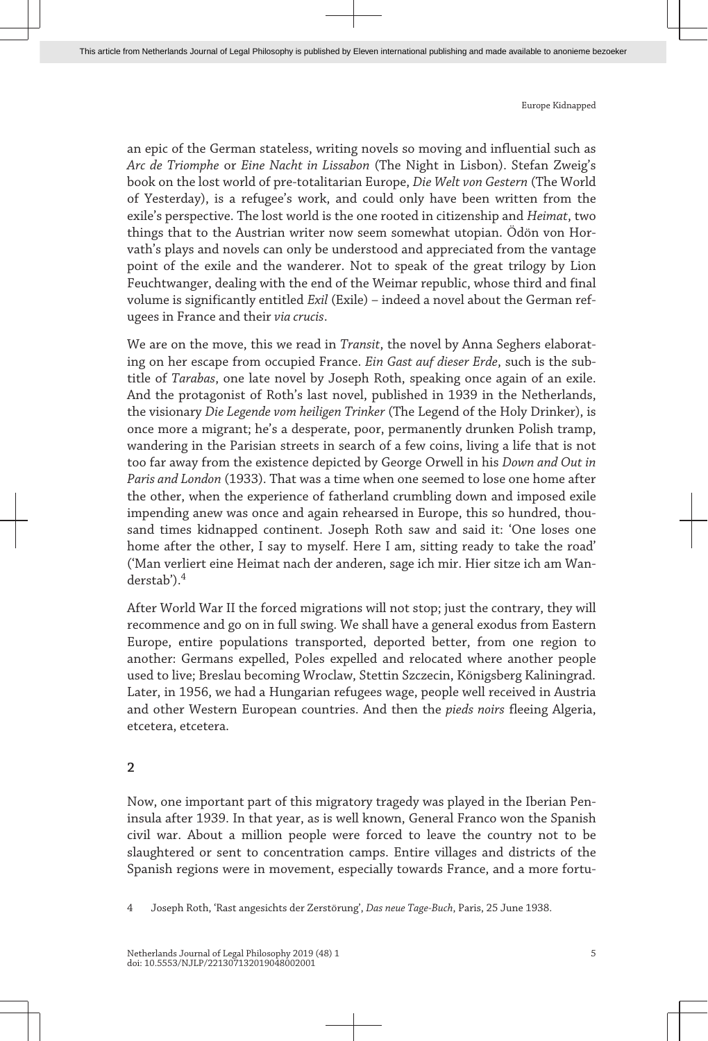an epic of the German stateless, writing novels so moving and influential such as *Arc de Triomphe* or *Eine Nacht in Lissabon* (The Night in Lisbon). Stefan Zweig's book on the lost world of pre-totalitarian Europe, *Die Welt von Gestern* (The World of Yesterday), is a refugee's work, and could only have been written from the exile's perspective. The lost world is the one rooted in citizenship and *Heimat*, two things that to the Austrian writer now seem somewhat utopian. Ödön von Horvath's plays and novels can only be understood and appreciated from the vantage point of the exile and the wanderer. Not to speak of the great trilogy by Lion Feuchtwanger, dealing with the end of the Weimar republic, whose third and final volume is significantly entitled *Exil* (Exile) – indeed a novel about the German refugees in France and their *via crucis*.

We are on the move, this we read in *Transit*, the novel by Anna Seghers elaborating on her escape from occupied France. *Ein Gast auf dieser Erde*, such is the subtitle of *Tarabas*, one late novel by Joseph Roth, speaking once again of an exile. And the protagonist of Roth's last novel, published in 1939 in the Netherlands, the visionary *Die Legende vom heiligen Trinker* (The Legend of the Holy Drinker), is once more a migrant; he's a desperate, poor, permanently drunken Polish tramp, wandering in the Parisian streets in search of a few coins, living a life that is not too far away from the existence depicted by George Orwell in his *Down and Out in Paris and London* (1933). That was a time when one seemed to lose one home after the other, when the experience of fatherland crumbling down and imposed exile impending anew was once and again rehearsed in Europe, this so hundred, thousand times kidnapped continent. Joseph Roth saw and said it: 'One loses one home after the other, I say to myself. Here I am, sitting ready to take the road' ('Man verliert eine Heimat nach der anderen, sage ich mir. Hier sitze ich am Wanderstab').[4]

After World War II the forced migrations will not stop; just the contrary, they will recommence and go on in full swing. We shall have a general exodus from Eastern Europe, entire populations transported, deported better, from one region to another: Germans expelled, Poles expelled and relocated where another people used to live; Breslau becoming Wroclaw, Stettin Szczecin, Königsberg Kaliningrad. Later, in 1956, we had a Hungarian refugees wage, people well received in Austria and other Western European countries. And then the *pieds noirs* fleeing Algeria, etcetera, etcetera.

## 2

Now, one important part of this migratory tragedy was played in the Iberian Peninsula after 1939. In that year, as is well known, General Franco won the Spanish civil war. About a million people were forced to leave the country not to be slaughtered or sent to concentration camps. Entire villages and districts of the Spanish regions were in movement, especially towards France, and a more fortu-

4 Joseph Roth, 'Rast angesichts der Zerstörung', *Das neue Tage-Buch*, Paris, 25 June 1938.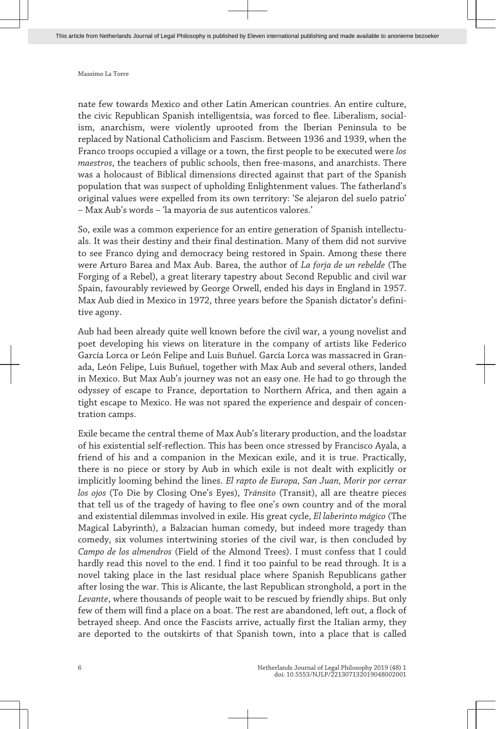nate few towards Mexico and other Latin American countries. An entire culture, the civic Republican Spanish intelligentsia, was forced to flee. Liberalism, socialism, anarchism, were violently uprooted from the Iberian Peninsula to be replaced by National Catholicism and Fascism. Between 1936 and 1939, when the Franco troops occupied a village or a town, the first people to be executed were *los maestros*, the teachers of public schools, then free-masons, and anarchists. There was a holocaust of Biblical dimensions directed against that part of the Spanish population that was suspect of upholding Enlightenment values. The fatherland's original values were expelled from its own territory: 'Se alejaron del suelo patrio' – Max Aub's words – 'la mayoria de sus autenticos valores.'

So, exile was a common experience for an entire generation of Spanish intellectuals. It was their destiny and their final destination. Many of them did not survive to see Franco dying and democracy being restored in Spain. Among these there were Arturo Barea and Max Aub. Barea, the author of *La forja de un rebelde* (The Forging of a Rebel), a great literary tapestry about Second Republic and civil war Spain, favourably reviewed by George Orwell, ended his days in England in 1957. Max Aub died in Mexico in 1972, three years before the Spanish dictator's definitive agony.

Aub had been already quite well known before the civil war, a young novelist and poet developing his views on literature in the company of artists like Federico García Lorca or León Felipe and Luis Buñuel. García Lorca was massacred in Granada, León Felipe, Luis Buñuel, together with Max Aub and several others, landed in Mexico. But Max Aub's journey was not an easy one. He had to go through the odyssey of escape to France, deportation to Northern Africa, and then again a tight escape to Mexico. He was not spared the experience and despair of concentration camps.

Exile became the central theme of Max Aub's literary production, and the loadstar of his existential self-reflection. This has been once stressed by Francisco Ayala, a friend of his and a companion in the Mexican exile, and it is true. Practically, there is no piece or story by Aub in which exile is not dealt with explicitly or implicitly looming behind the lines. *El rapto de Europa, San Juan, Morir por cerrar los ojos* (To Die by Closing One's Eyes), *Tránsito* (Transit), all are theatre pieces that tell us of the tragedy of having to flee one's own country and of the moral and existential dilemmas involved in exile. His great cycle, *El laberinto mágico* (The Magical Labyrinth), a Balzacian human comedy, but indeed more tragedy than comedy, six volumes intertwining stories of the civil war, is then concluded by *Campo de los almendros* (Field of the Almond Trees). I must confess that I could hardly read this novel to the end. I find it too painful to be read through. It is a novel taking place in the last residual place where Spanish Republicans gather after losing the war. This is Alicante, the last Republican stronghold, a port in the *Levante*, where thousands of people wait to be rescued by friendly ships. But only few of them will find a place on a boat. The rest are abandoned, left out, a flock of betrayed sheep. And once the Fascists arrive, actually first the Italian army, they are deported to the outskirts of that Spanish town, into a place that is called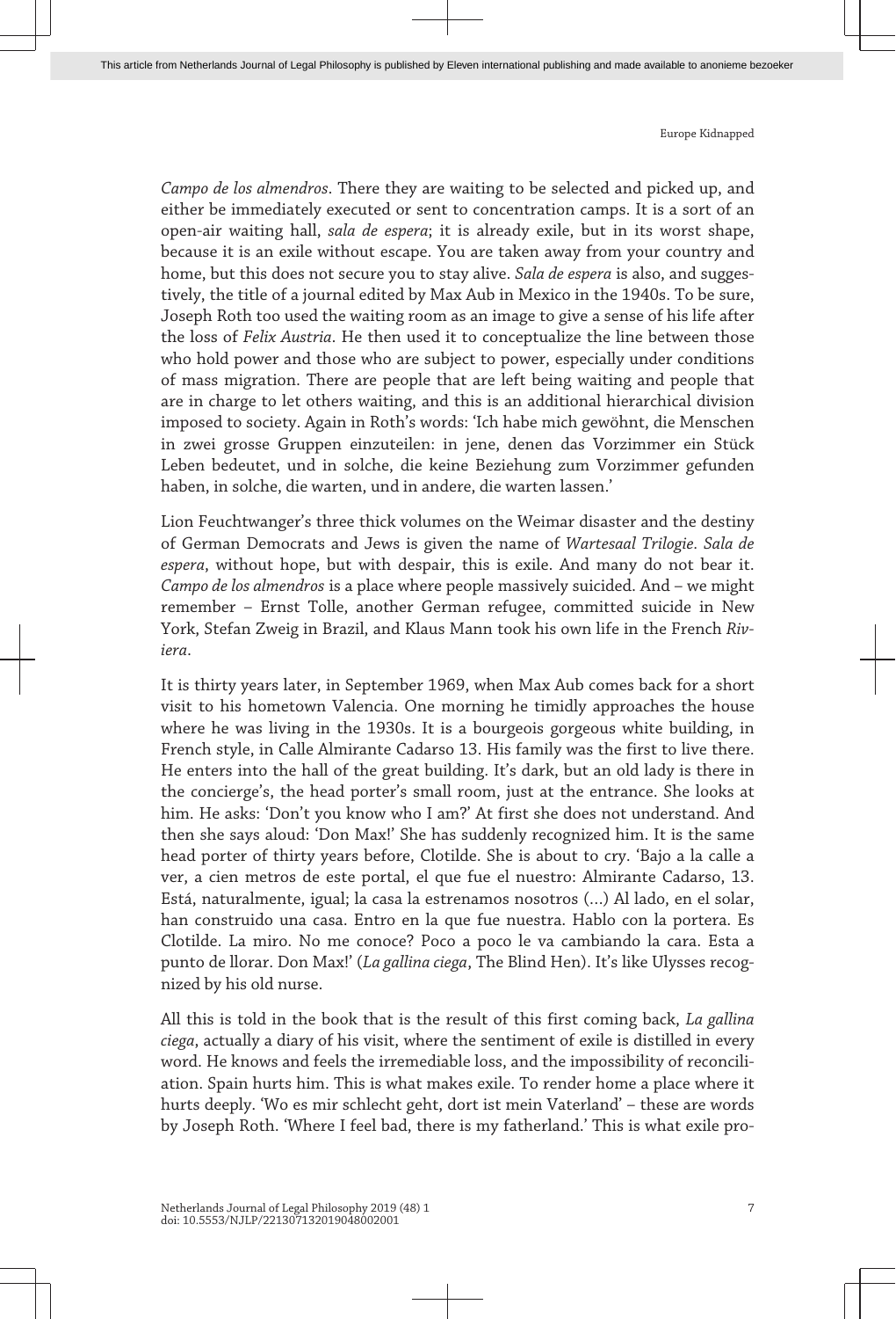*Campo de los almendros*. There they are waiting to be selected and picked up, and either be immediately executed or sent to concentration camps. It is a sort of an open-air waiting hall, *sala de espera*; it is already exile, but in its worst shape, because it is an exile without escape. You are taken away from your country and home, but this does not secure you to stay alive. *Sala de espera* is also, and suggestively, the title of a journal edited by Max Aub in Mexico in the 1940s. To be sure, Joseph Roth too used the waiting room as an image to give a sense of his life after the loss of *Felix Austria*. He then used it to conceptualize the line between those who hold power and those who are subject to power, especially under conditions of mass migration. There are people that are left being waiting and people that are in charge to let others waiting, and this is an additional hierarchical division imposed to society. Again in Roth's words: 'Ich habe mich gewöhnt, die Menschen in zwei grosse Gruppen einzuteilen: in jene, denen das Vorzimmer ein Stück Leben bedeutet, und in solche, die keine Beziehung zum Vorzimmer gefunden haben, in solche, die warten, und in andere, die warten lassen.'

Lion Feuchtwanger's three thick volumes on the Weimar disaster and the destiny of German Democrats and Jews is given the name of *Wartesaal Trilogie*. *Sala de espera*, without hope, but with despair, this is exile. And many do not bear it. *Campo de los almendros* is a place where people massively suicided. And – we might remember – Ernst Tolle, another German refugee, committed suicide in New York, Stefan Zweig in Brazil, and Klaus Mann took his own life in the French *Riviera*.

It is thirty years later, in September 1969, when Max Aub comes back for a short visit to his hometown Valencia. One morning he timidly approaches the house where he was living in the 1930s. It is a bourgeois gorgeous white building, in French style, in Calle Almirante Cadarso 13. His family was the first to live there. He enters into the hall of the great building. It's dark, but an old lady is there in the concierge's, the head porter's small room, just at the entrance. She looks at him. He asks: 'Don't you know who I am?' At first she does not understand. And then she says aloud: 'Don Max!' She has suddenly recognized him. It is the same head porter of thirty years before, Clotilde. She is about to cry. 'Bajo a la calle a ver, a cien metros de este portal, el que fue el nuestro: Almirante Cadarso, 13. Está, naturalmente, igual; la casa la estrenamos nosotros (…) Al lado, en el solar, han construido una casa. Entro en la que fue nuestra. Hablo con la portera. Es Clotilde. La miro. No me conoce? Poco a poco le va cambiando la cara. Esta a punto de llorar. Don Max!' (*La gallina ciega*, The Blind Hen). It's like Ulysses recognized by his old nurse.

All this is told in the book that is the result of this first coming back, *La gallina ciega*, actually a diary of his visit, where the sentiment of exile is distilled in every word. He knows and feels the irremediable loss, and the impossibility of reconciliation. Spain hurts him. This is what makes exile. To render home a place where it hurts deeply. 'Wo es mir schlecht geht, dort ist mein Vaterland' – these are words by Joseph Roth. 'Where I feel bad, there is my fatherland.' This is what exile pro-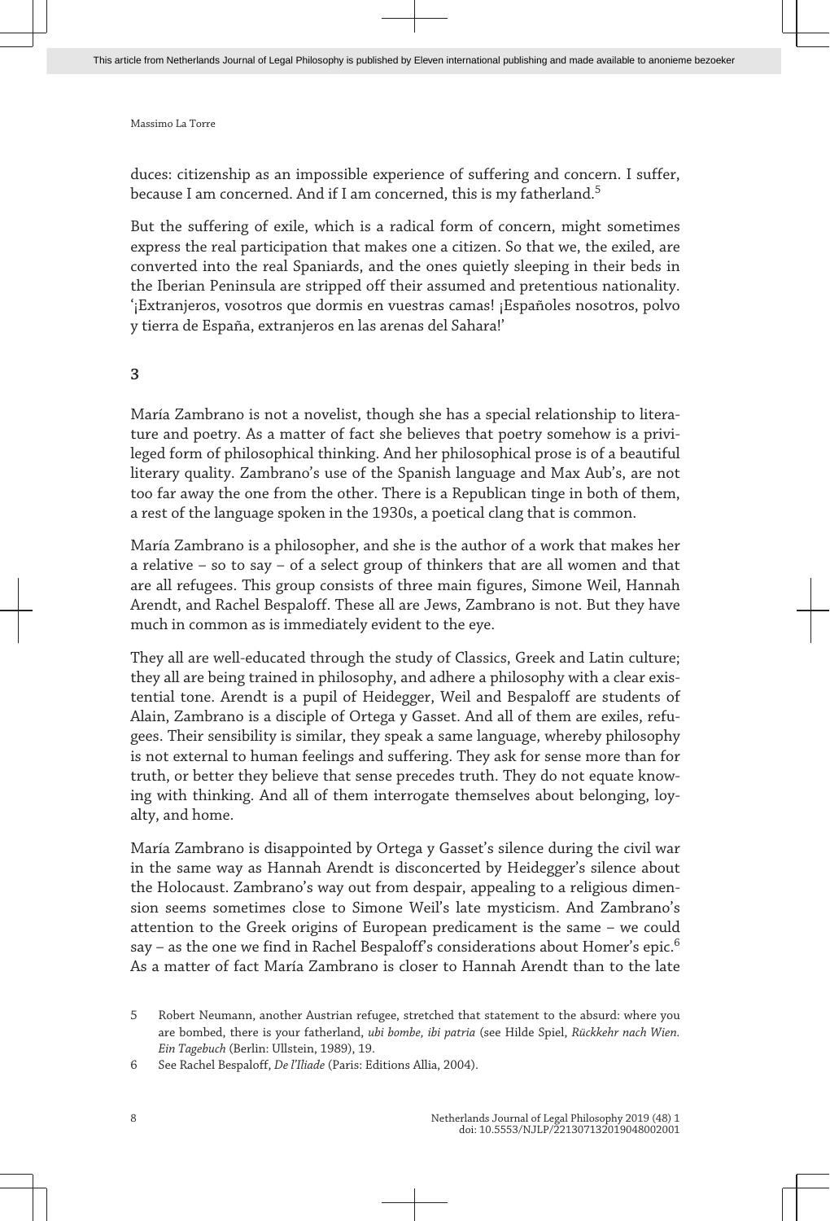duces: citizenship as an impossible experience of suffering and concern. I suffer, because I am concerned. And if I am concerned, this is my fatherland.[5]

But the suffering of exile, which is a radical form of concern, might sometimes express the real participation that makes one a citizen. So that we, the exiled, are converted into the real Spaniards, and the ones quietly sleeping in their beds in the Iberian Peninsula are stripped off their assumed and pretentious nationality. '¡Extranjeros, vosotros que dormis en vuestras camas! ¡Españoles nosotros, polvo y tierra de España, extranjeros en las arenas del Sahara!'

## 3

María Zambrano is not a novelist, though she has a special relationship to literature and poetry. As a matter of fact she believes that poetry somehow is a privileged form of philosophical thinking. And her philosophical prose is of a beautiful literary quality. Zambrano's use of the Spanish language and Max Aub's, are not too far away the one from the other. There is a Republican tinge in both of them, a rest of the language spoken in the 1930s, a poetical clang that is common.

María Zambrano is a philosopher, and she is the author of a work that makes her a relative – so to say – of a select group of thinkers that are all women and that are all refugees. This group consists of three main figures, Simone Weil, Hannah Arendt, and Rachel Bespaloff. These all are Jews, Zambrano is not. But they have much in common as is immediately evident to the eye.

They all are well-educated through the study of Classics, Greek and Latin culture; they all are being trained in philosophy, and adhere a philosophy with a clear existential tone. Arendt is a pupil of Heidegger, Weil and Bespaloff are students of Alain, Zambrano is a disciple of Ortega y Gasset. And all of them are exiles, refugees. Their sensibility is similar, they speak a same language, whereby philosophy is not external to human feelings and suffering. They ask for sense more than for truth, or better they believe that sense precedes truth. They do not equate knowing with thinking. And all of them interrogate themselves about belonging, loyalty, and home.

María Zambrano is disappointed by Ortega y Gasset's silence during the civil war in the same way as Hannah Arendt is disconcerted by Heidegger's silence about the Holocaust. Zambrano's way out from despair, appealing to a religious dimension seems sometimes close to Simone Weil's late mysticism. And Zambrano's attention to the Greek origins of European predicament is the same – we could say – as the one we find in Rachel Bespaloff's considerations about Homer's epic.[6] As a matter of fact María Zambrano is closer to Hannah Arendt than to the late

---

5 Robert Neumann, another Austrian refugee, stretched that statement to the absurd: where you are bombed, there is your fatherland, *ubi bombe, ibi patria* (see Hilde Spiel, *Rückkehr nach Wien. Ein Tagebuch* (Berlin: Ullstein, 1989), 19.

6 See Rachel Bespaloff, *De l'Iliade* (Paris: Editions Allia, 2004).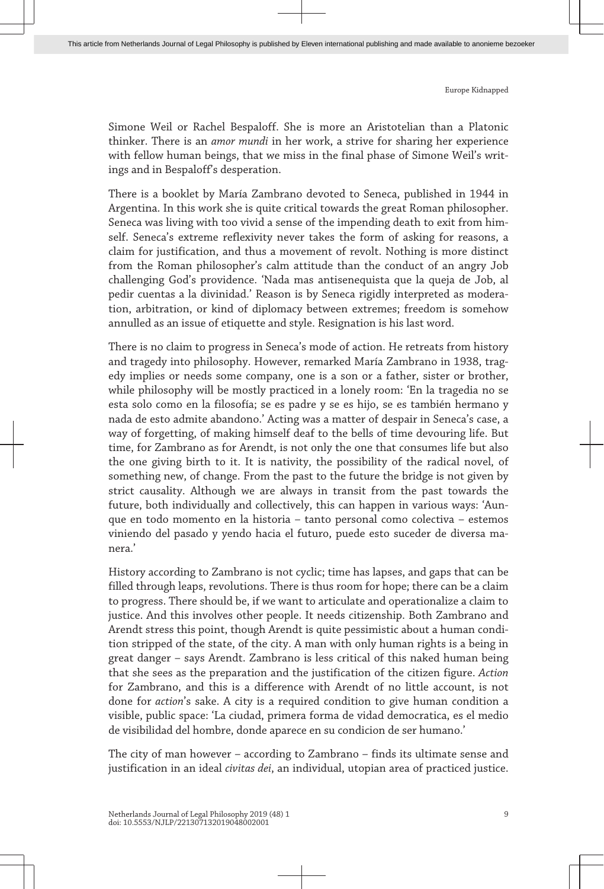Simone Weil or Rachel Bespaloff. She is more an Aristotelian than a Platonic thinker. There is an *amor mundi* in her work, a strive for sharing her experience with fellow human beings, that we miss in the final phase of Simone Weil's writings and in Bespaloff's desperation.

There is a booklet by María Zambrano devoted to Seneca, published in 1944 in Argentina. In this work she is quite critical towards the great Roman philosopher. Seneca was living with too vivid a sense of the impending death to exit from himself. Seneca's extreme reflexivity never takes the form of asking for reasons, a claim for justification, and thus a movement of revolt. Nothing is more distinct from the Roman philosopher's calm attitude than the conduct of an angry Job challenging God's providence. 'Nada mas antisenequista que la queja de Job, al pedir cuentas a la divinidad.' Reason is by Seneca rigidly interpreted as moderation, arbitration, or kind of diplomacy between extremes; freedom is somehow annulled as an issue of etiquette and style. Resignation is his last word.

There is no claim to progress in Seneca's mode of action. He retreats from history and tragedy into philosophy. However, remarked María Zambrano in 1938, tragedy implies or needs some company, one is a son or a father, sister or brother, while philosophy will be mostly practiced in a lonely room: 'En la tragedia no se esta solo como en la filosofía; se es padre y se es hijo, se es también hermano y nada de esto admite abandono.' Acting was a matter of despair in Seneca's case, a way of forgetting, of making himself deaf to the bells of time devouring life. But time, for Zambrano as for Arendt, is not only the one that consumes life but also the one giving birth to it. It is nativity, the possibility of the radical novel, of something new, of change. From the past to the future the bridge is not given by strict causality. Although we are always in transit from the past towards the future, both individually and collectively, this can happen in various ways: 'Aunque en todo momento en la historia – tanto personal como colectiva – estemos viniendo del pasado y yendo hacia el futuro, puede esto suceder de diversa manera.'

History according to Zambrano is not cyclic; time has lapses, and gaps that can be filled through leaps, revolutions. There is thus room for hope; there can be a claim to progress. There should be, if we want to articulate and operationalize a claim to justice. And this involves other people. It needs citizenship. Both Zambrano and Arendt stress this point, though Arendt is quite pessimistic about a human condition stripped of the state, of the city. A man with only human rights is a being in great danger – says Arendt. Zambrano is less critical of this naked human being that she sees as the preparation and the justification of the citizen figure. *Action* for Zambrano, and this is a difference with Arendt of no little account, is not done for *action*'s sake. A city is a required condition to give human condition a visible, public space: 'La ciudad, primera forma de vidad democratica, es el medio de visibilidad del hombre, donde aparece en su condicion de ser humano.'

The city of man however – according to Zambrano – finds its ultimate sense and justification in an ideal *civitas dei*, an individual, utopian area of practiced justice.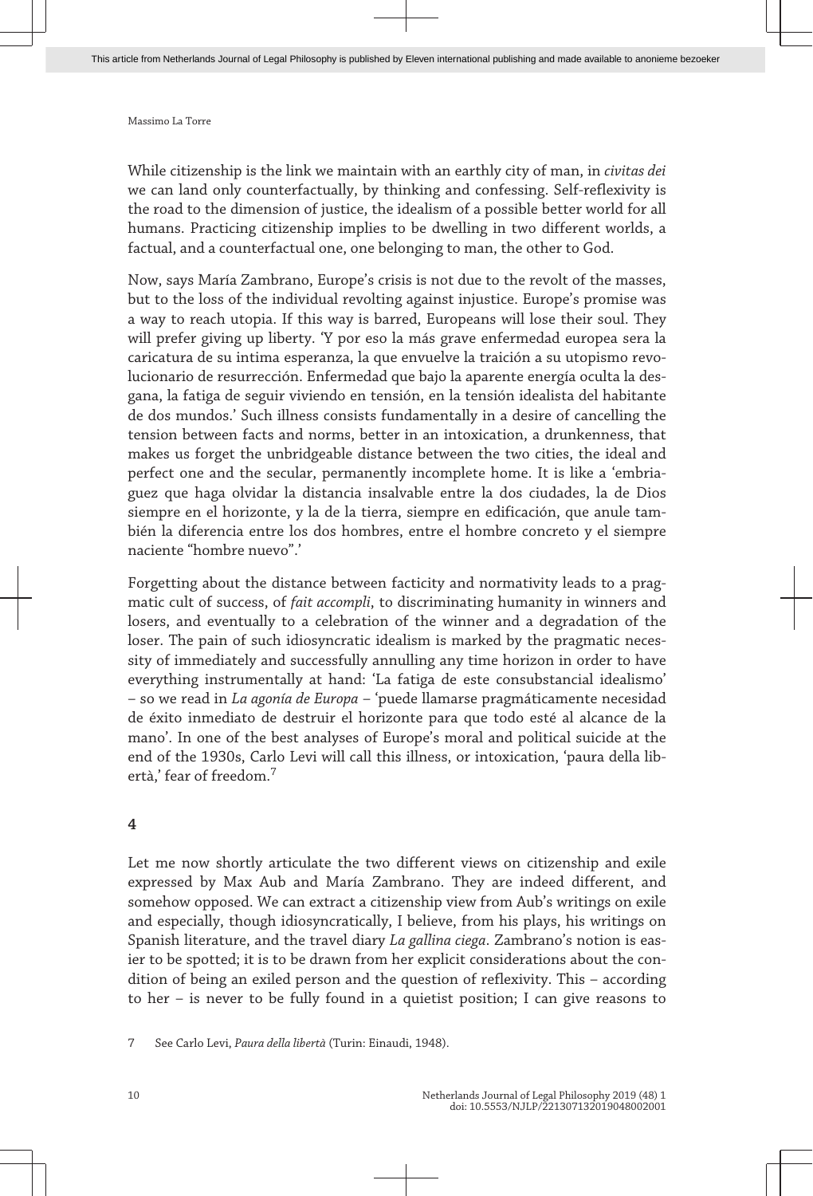While citizenship is the link we maintain with an earthly city of man, in *civitas dei* we can land only counterfactually, by thinking and confessing. Self-reflexivity is the road to the dimension of justice, the idealism of a possible better world for all humans. Practicing citizenship implies to be dwelling in two different worlds, a factual, and a counterfactual one, one belonging to man, the other to God.

Now, says María Zambrano, Europe's crisis is not due to the revolt of the masses, but to the loss of the individual revolting against injustice. Europe's promise was a way to reach utopia. If this way is barred, Europeans will lose their soul. They will prefer giving up liberty. 'Y por eso la más grave enfermedad europea sera la caricatura de su intima esperanza, la que envuelve la traición a su utopismo revolucionario de resurrección. Enfermedad que bajo la aparente energía oculta la desgana, la fatiga de seguir viviendo en tensión, en la tensión idealista del habitante de dos mundos.' Such illness consists fundamentally in a desire of cancelling the tension between facts and norms, better in an intoxication, a drunkenness, that makes us forget the unbridgeable distance between the two cities, the ideal and perfect one and the secular, permanently incomplete home. It is like a 'embriaguez que haga olvidar la distancia insalvable entre la dos ciudades, la de Dios siempre en el horizonte, y la de la tierra, siempre en edificación, que anule también la diferencia entre los dos hombres, entre el hombre concreto y el siempre naciente "hombre nuevo".'

Forgetting about the distance between facticity and normativity leads to a pragmatic cult of success, of *fait accompli*, to discriminating humanity in winners and losers, and eventually to a celebration of the winner and a degradation of the loser. The pain of such idiosyncratic idealism is marked by the pragmatic necessity of immediately and successfully annulling any time horizon in order to have everything instrumentally at hand: 'La fatiga de este consubstancial idealismo' – so we read in *La agonía de Europa* – 'puede llamarse pragmáticamente necesidad de éxito inmediato de destruir el horizonte para que todo esté al alcance de la mano'. In one of the best analyses of Europe's moral and political suicide at the end of the 1930s, Carlo Levi will call this illness, or intoxication, 'paura della libertà,' fear of freedom.[7]

## 4

Let me now shortly articulate the two different views on citizenship and exile expressed by Max Aub and María Zambrano. They are indeed different, and somehow opposed. We can extract a citizenship view from Aub's writings on exile and especially, though idiosyncratically, I believe, from his plays, his writings on Spanish literature, and the travel diary *La gallina ciega*. Zambrano's notion is easier to be spotted; it is to be drawn from her explicit considerations about the condition of being an exiled person and the question of reflexivity. This – according to her – is never to be fully found in a quietist position; I can give reasons to

7 See Carlo Levi, *Paura della libertà* (Turin: Einaudi, 1948).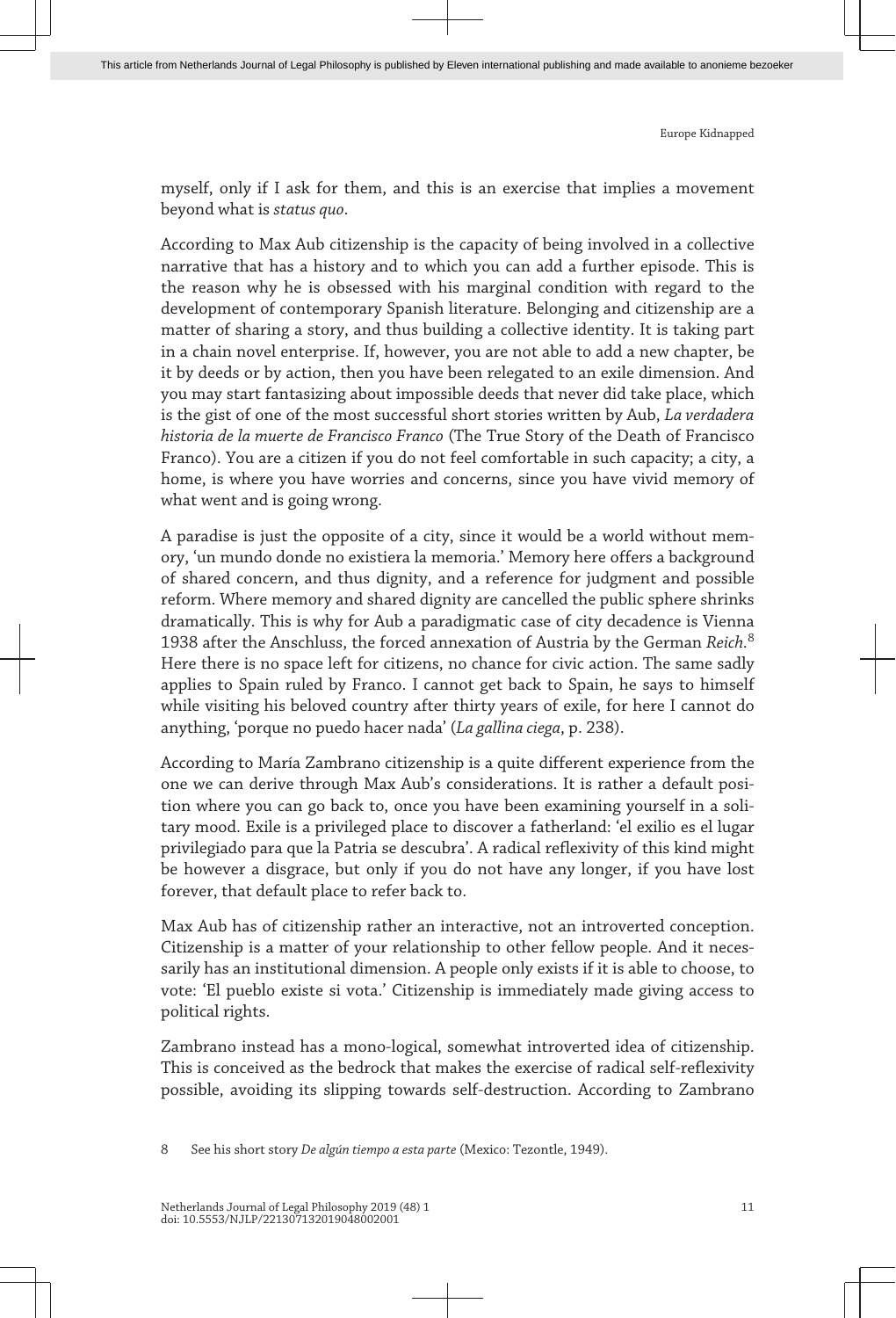myself, only if I ask for them, and this is an exercise that implies a movement beyond what is *status quo*.

According to Max Aub citizenship is the capacity of being involved in a collective narrative that has a history and to which you can add a further episode. This is the reason why he is obsessed with his marginal condition with regard to the development of contemporary Spanish literature. Belonging and citizenship are a matter of sharing a story, and thus building a collective identity. It is taking part in a chain novel enterprise. If, however, you are not able to add a new chapter, be it by deeds or by action, then you have been relegated to an exile dimension. And you may start fantasizing about impossible deeds that never did take place, which is the gist of one of the most successful short stories written by Aub, *La verdadera historia de la muerte de Francisco Franco* (The True Story of the Death of Francisco Franco). You are a citizen if you do not feel comfortable in such capacity; a city, a home, is where you have worries and concerns, since you have vivid memory of what went and is going wrong.

A paradise is just the opposite of a city, since it would be a world without memory, 'un mundo donde no existiera la memoria.' Memory here offers a background of shared concern, and thus dignity, and a reference for judgment and possible reform. Where memory and shared dignity are cancelled the public sphere shrinks dramatically. This is why for Aub a paradigmatic case of city decadence is Vienna 1938 after the Anschluss, the forced annexation of Austria by the German *Reich*.[8] Here there is no space left for citizens, no chance for civic action. The same sadly applies to Spain ruled by Franco. I cannot get back to Spain, he says to himself while visiting his beloved country after thirty years of exile, for here I cannot do anything, 'porque no puedo hacer nada' (*La gallina ciega*, p. 238).

According to María Zambrano citizenship is a quite different experience from the one we can derive through Max Aub's considerations. It is rather a default position where you can go back to, once you have been examining yourself in a solitary mood. Exile is a privileged place to discover a fatherland: 'el exilio es el lugar privilegiado para que la Patria se descubra'. A radical reflexivity of this kind might be however a disgrace, but only if you do not have any longer, if you have lost forever, that default place to refer back to.

Max Aub has of citizenship rather an interactive, not an introverted conception. Citizenship is a matter of your relationship to other fellow people. And it necessarily has an institutional dimension. A people only exists if it is able to choose, to vote: 'El pueblo existe si vota.' Citizenship is immediately made giving access to political rights.

Zambrano instead has a mono-logical, somewhat introverted idea of citizenship. This is conceived as the bedrock that makes the exercise of radical self-reflexivity possible, avoiding its slipping towards self-destruction. According to Zambrano

8 See his short story *De algún tiempo a esta parte* (Mexico: Tezontle, 1949).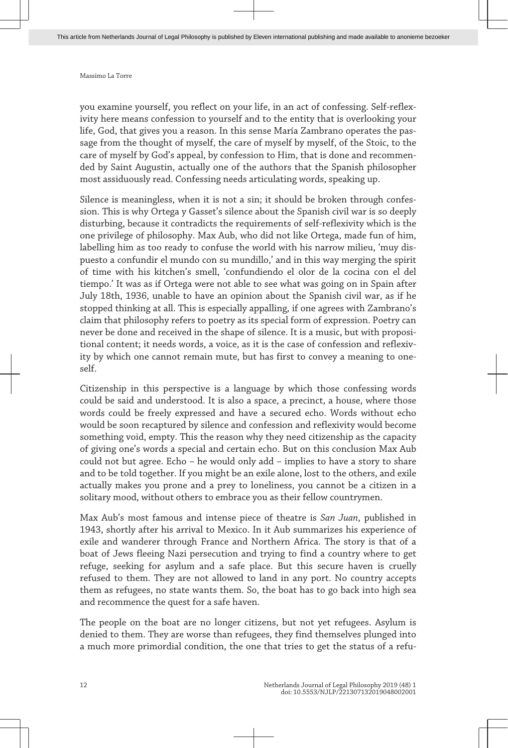you examine yourself, you reflect on your life, in an act of confessing. Self-reflexivity here means confession to yourself and to the entity that is overlooking your life, God, that gives you a reason. In this sense María Zambrano operates the passage from the thought of myself, the care of myself by myself, of the Stoic, to the care of myself by God's appeal, by confession to Him, that is done and recommended by Saint Augustin, actually one of the authors that the Spanish philosopher most assiduously read. Confessing needs articulating words, speaking up.

Silence is meaningless, when it is not a sin; it should be broken through confession. This is why Ortega y Gasset's silence about the Spanish civil war is so deeply disturbing, because it contradicts the requirements of self-reflexivity which is the one privilege of philosophy. Max Aub, who did not like Ortega, made fun of him, labelling him as too ready to confuse the world with his narrow milieu, 'muy dispuesto a confundir el mundo con su mundillo,' and in this way merging the spirit of time with his kitchen's smell, 'confundiendo el olor de la cocina con el del tiempo.' It was as if Ortega were not able to see what was going on in Spain after July 18th, 1936, unable to have an opinion about the Spanish civil war, as if he stopped thinking at all. This is especially appalling, if one agrees with Zambrano's claim that philosophy refers to poetry as its special form of expression. Poetry can never be done and received in the shape of silence. It is a music, but with propositional content; it needs words, a voice, as it is the case of confession and reflexivity by which one cannot remain mute, but has first to convey a meaning to oneself.

Citizenship in this perspective is a language by which those confessing words could be said and understood. It is also a space, a precinct, a house, where those words could be freely expressed and have a secured echo. Words without echo would be soon recaptured by silence and confession and reflexivity would become something void, empty. This the reason why they need citizenship as the capacity of giving one's words a special and certain echo. But on this conclusion Max Aub could not but agree. Echo – he would only add – implies to have a story to share and to be told together. If you might be an exile alone, lost to the others, and exile actually makes you prone and a prey to loneliness, you cannot be a citizen in a solitary mood, without others to embrace you as their fellow countrymen.

Max Aub's most famous and intense piece of theatre is *San Juan*, published in 1943, shortly after his arrival to Mexico. In it Aub summarizes his experience of exile and wanderer through France and Northern Africa. The story is that of a boat of Jews fleeing Nazi persecution and trying to find a country where to get refuge, seeking for asylum and a safe place. But this secure haven is cruelly refused to them. They are not allowed to land in any port. No country accepts them as refugees, no state wants them. So, the boat has to go back into high sea and recommence the quest for a safe haven.

The people on the boat are no longer citizens, but not yet refugees. Asylum is denied to them. They are worse than refugees, they find themselves plunged into a much more primordial condition, the one that tries to get the status of a refu-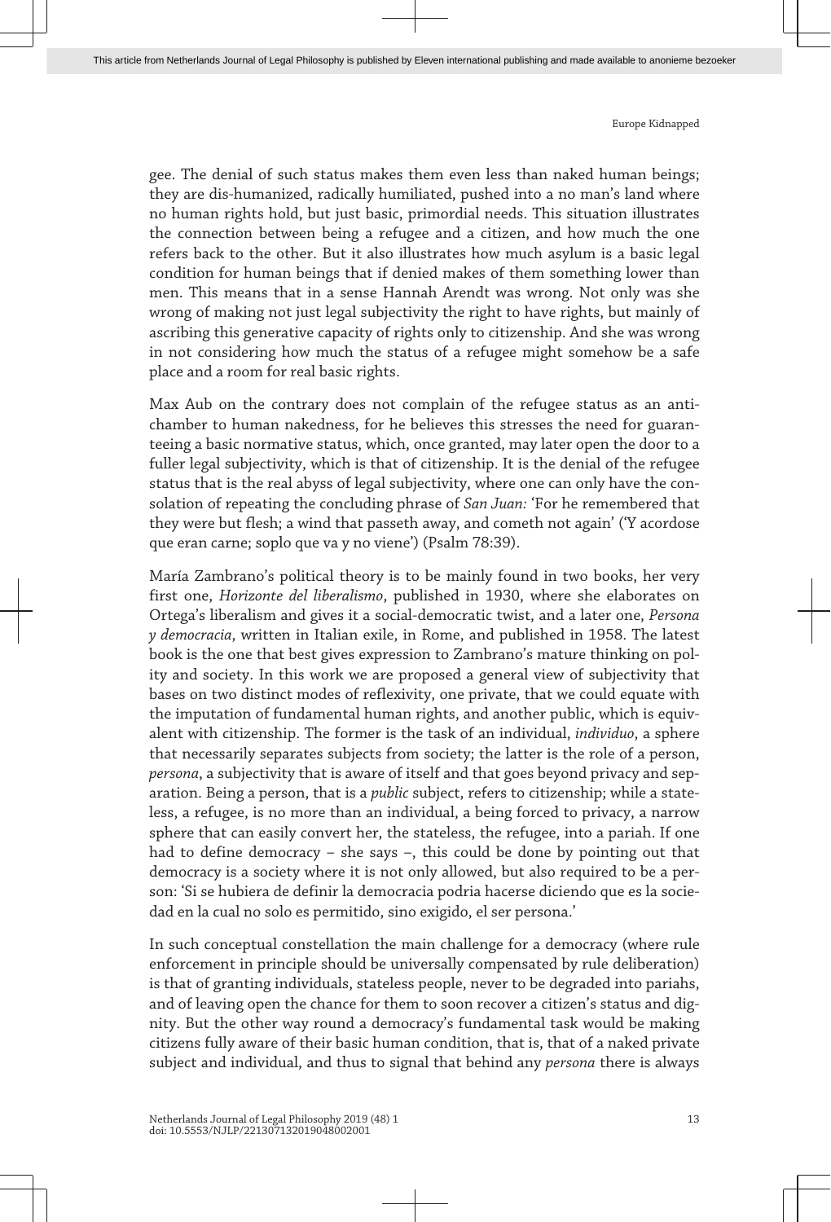gee. The denial of such status makes them even less than naked human beings; they are dis-humanized, radically humiliated, pushed into a no man's land where no human rights hold, but just basic, primordial needs. This situation illustrates the connection between being a refugee and a citizen, and how much the one refers back to the other. But it also illustrates how much asylum is a basic legal condition for human beings that if denied makes of them something lower than men. This means that in a sense Hannah Arendt was wrong. Not only was she wrong of making not just legal subjectivity the right to have rights, but mainly of ascribing this generative capacity of rights only to citizenship. And she was wrong in not considering how much the status of a refugee might somehow be a safe place and a room for real basic rights.

Max Aub on the contrary does not complain of the refugee status as an antichamber to human nakedness, for he believes this stresses the need for guaranteeing a basic normative status, which, once granted, may later open the door to a fuller legal subjectivity, which is that of citizenship. It is the denial of the refugee status that is the real abyss of legal subjectivity, where one can only have the consolation of repeating the concluding phrase of *San Juan:* 'For he remembered that they were but flesh; a wind that passeth away, and cometh not again' ('Y acordose que eran carne; soplo que va y no viene') (Psalm 78:39).

María Zambrano's political theory is to be mainly found in two books, her very first one, *Horizonte del liberalismo*, published in 1930, where she elaborates on Ortega's liberalism and gives it a social-democratic twist, and a later one, *Persona y democracia*, written in Italian exile, in Rome, and published in 1958. The latest book is the one that best gives expression to Zambrano's mature thinking on polity and society. In this work we are proposed a general view of subjectivity that bases on two distinct modes of reflexivity, one private, that we could equate with the imputation of fundamental human rights, and another public, which is equivalent with citizenship. The former is the task of an individual, *individuo*, a sphere that necessarily separates subjects from society; the latter is the role of a person, *persona*, a subjectivity that is aware of itself and that goes beyond privacy and separation. Being a person, that is a *public* subject, refers to citizenship; while a stateless, a refugee, is no more than an individual, a being forced to privacy, a narrow sphere that can easily convert her, the stateless, the refugee, into a pariah. If one had to define democracy – she says –, this could be done by pointing out that democracy is a society where it is not only allowed, but also required to be a person: 'Si se hubiera de definir la democracia podria hacerse diciendo que es la sociedad en la cual no solo es permitido, sino exigido, el ser persona.'

In such conceptual constellation the main challenge for a democracy (where rule enforcement in principle should be universally compensated by rule deliberation) is that of granting individuals, stateless people, never to be degraded into pariahs, and of leaving open the chance for them to soon recover a citizen's status and dignity. But the other way round a democracy's fundamental task would be making citizens fully aware of their basic human condition, that is, that of a naked private subject and individual, and thus to signal that behind any *persona* there is always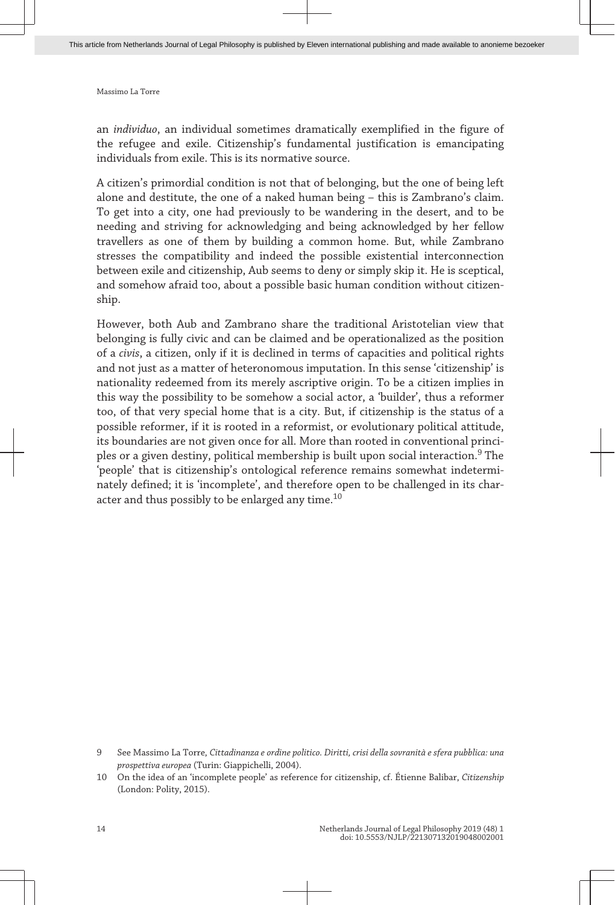an *individuo*, an individual sometimes dramatically exemplified in the figure of the refugee and exile. Citizenship's fundamental justification is emancipating individuals from exile. This is its normative source.

A citizen's primordial condition is not that of belonging, but the one of being left alone and destitute, the one of a naked human being – this is Zambrano's claim. To get into a city, one had previously to be wandering in the desert, and to be needing and striving for acknowledging and being acknowledged by her fellow travellers as one of them by building a common home. But, while Zambrano stresses the compatibility and indeed the possible existential interconnection between exile and citizenship, Aub seems to deny or simply skip it. He is sceptical, and somehow afraid too, about a possible basic human condition without citizenship.

However, both Aub and Zambrano share the traditional Aristotelian view that belonging is fully civic and can be claimed and be operationalized as the position of a *civis*, a citizen, only if it is declined in terms of capacities and political rights and not just as a matter of heteronomous imputation. In this sense 'citizenship' is nationality redeemed from its merely ascriptive origin. To be a citizen implies in this way the possibility to be somehow a social actor, a 'builder', thus a reformer too, of that very special home that is a city. But, if citizenship is the status of a possible reformer, if it is rooted in a reformist, or evolutionary political attitude, its boundaries are not given once for all. More than rooted in conventional principles or a given destiny, political membership is built upon social interaction.[9] The 'people' that is citizenship's ontological reference remains somewhat indeterminately defined; it is 'incomplete', and therefore open to be challenged in its character and thus possibly to be enlarged any time.[10]

9 See Massimo La Torre, *Cittadinanza e ordine politico. Diritti, crisi della sovranità e sfera pubblica: una prospettiva europea* (Turin: Giappichelli, 2004).

10 On the idea of an 'incomplete people' as reference for citizenship, cf. Étienne Balibar, *Citizenship* (London: Polity, 2015).